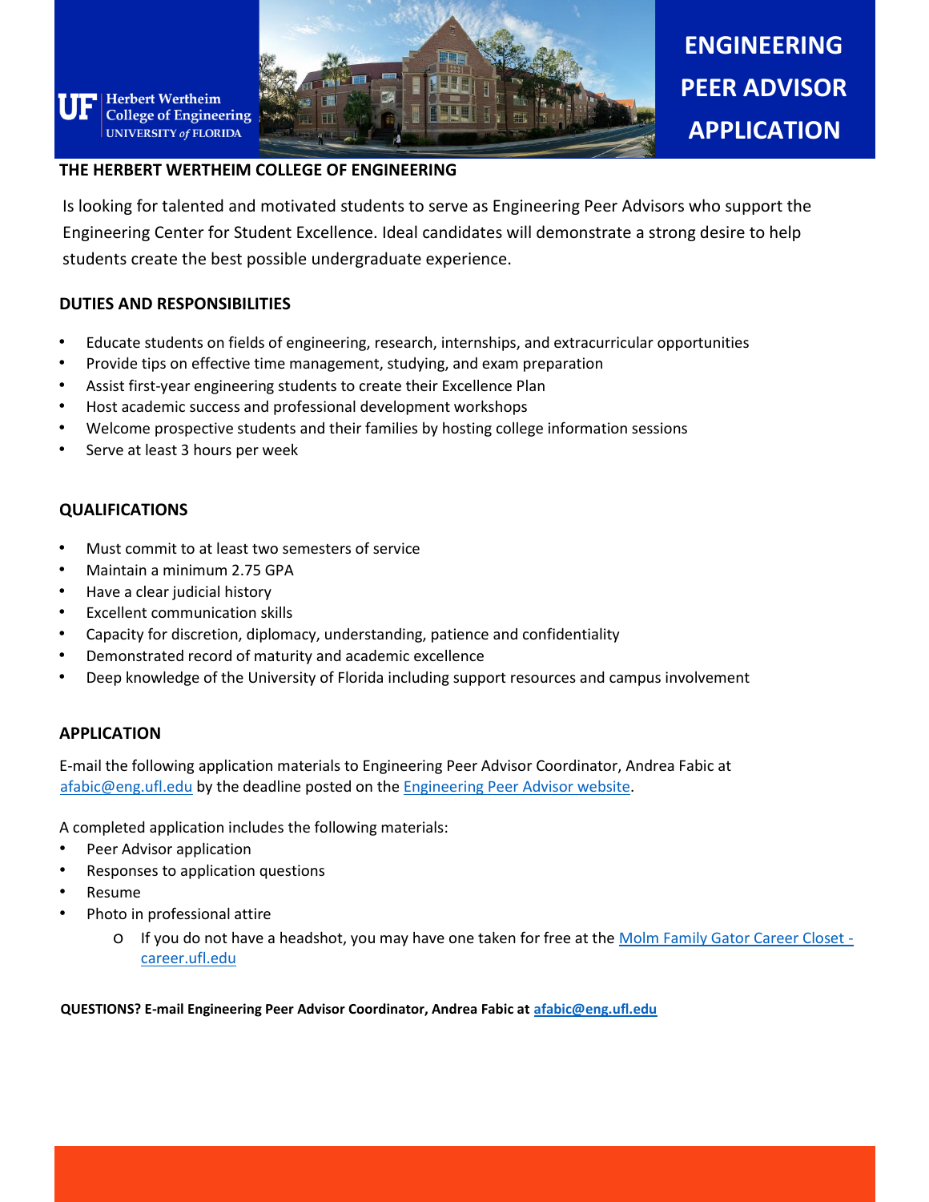Herbert Wertheim College of Engineering
UNIVERSITY of FLORIDA

# ENGINEERING PEER ADVISOR APPLICATION

**THE HERBERT WERTHEIM COLLEGE OF ENGINEERING**

Is looking for talented and motivated students to serve as Engineering Peer Advisors who support the Engineering Center for Student Excellence. Ideal candidates will demonstrate a strong desire to help students create the best possible undergraduate experience.

## DUTIES AND RESPONSIBILITIES

- Educate students on fields of engineering, research, internships, and extracurricular opportunities
- Provide tips on effective time management, studying, and exam preparation
- Assist first-year engineering students to create their Excellence Plan
- Host academic success and professional development workshops
- Welcome prospective students and their families by hosting college information sessions
- Serve at least 3 hours per week

## QUALIFICATIONS

- Must commit to at least two semesters of service
- Maintain a minimum 2.75 GPA
- Have a clear judicial history
- Excellent communication skills
- Capacity for discretion, diplomacy, understanding, patience and confidentiality
- Demonstrated record of maturity and academic excellence
- Deep knowledge of the University of Florida including support resources and campus involvement

## APPLICATION

E-mail the following application materials to Engineering Peer Advisor Coordinator, Andrea Fabic at afabic@eng.ufl.edu by the deadline posted on the Engineering Peer Advisor website.

A completed application includes the following materials:

- Peer Advisor application
- Responses to application questions
- Resume
- Photo in professional attire
  - If you do not have a headshot, you may have one taken for free at the Molm Family Gator Career Closet - career.ufl.edu

**QUESTIONS? E-mail Engineering Peer Advisor Coordinator, Andrea Fabic at afabic@eng.ufl.edu**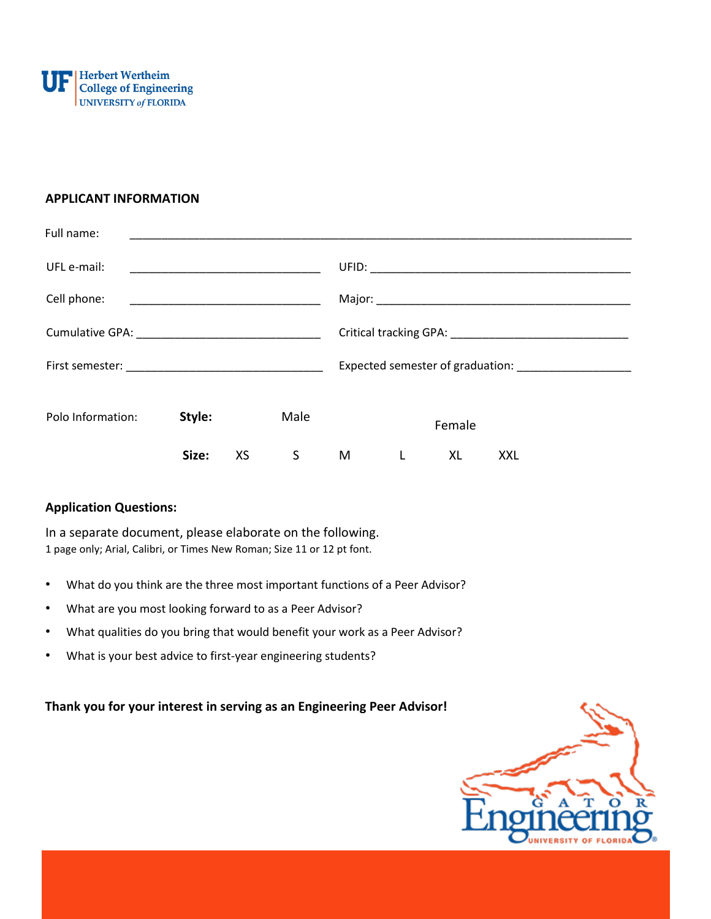Herbert Wertheim College of Engineering
UNIVERSITY of FLORIDA

**APPLICANT INFORMATION**

Full name: ______________________________________________

UFL e-mail: ______________________ UFID: ______________________

Cell phone: ______________________ Major: ______________________

Cumulative GPA: ______________________ Critical tracking GPA: ______________________

First semester: ______________________ Expected semester of graduation: ______________________

| | | | | | | | |
|---|---|---|---|---|---|---|---|
| Polo Information: | **Style:** | | Male | | | Female | |
| | **Size:** | XS | S | M | L | XL | XXL |

**Application Questions:**

In a separate document, please elaborate on the following.
1 page only; Arial, Calibri, or Times New Roman; Size 11 or 12 pt font.

- What do you think are the three most important functions of a Peer Advisor?
- What are you most looking forward to as a Peer Advisor?
- What qualities do you bring that would benefit your work as a Peer Advisor?
- What is your best advice to first-year engineering students?

**Thank you for your interest in serving as an Engineering Peer Advisor!**

GATOR Engineering
UNIVERSITY OF FLORIDA